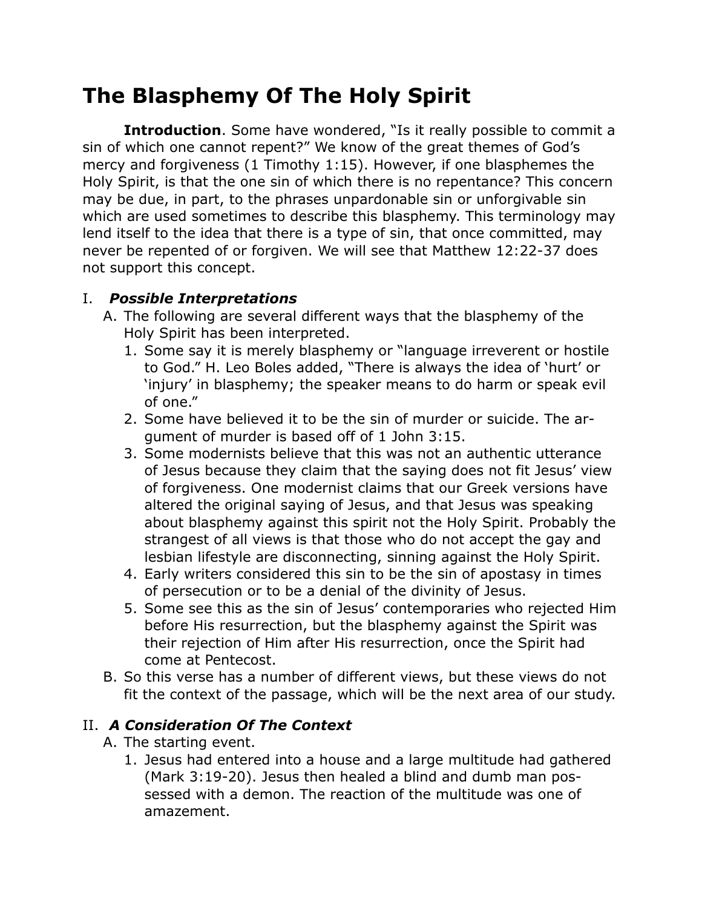# The Blasphemy Of The Holy Spirit

**Introduction**. Some have wondered, "Is it really possible to commit a sin of which one cannot repent?" We know of the great themes of God's mercy and forgiveness (1 Timothy 1:15). However, if one blasphemes the Holy Spirit, is that the one sin of which there is no repentance? This concern may be due, in part, to the phrases unpardonable sin or unforgivable sin which are used sometimes to describe this blasphemy. This terminology may lend itself to the idea that there is a type of sin, that once committed, may never be repented of or forgiven. We will see that Matthew 12:22-37 does not support this concept.

## I. *Possible Interpretations*

A. The following are several different ways that the blasphemy of the Holy Spirit has been interpreted.

1. Some say it is merely blasphemy or "language irreverent or hostile to God." H. Leo Boles added, "There is always the idea of 'hurt' or 'injury' in blasphemy; the speaker means to do harm or speak evil of one."
2. Some have believed it to be the sin of murder or suicide. The argument of murder is based off of 1 John 3:15.
3. Some modernists believe that this was not an authentic utterance of Jesus because they claim that the saying does not fit Jesus' view of forgiveness. One modernist claims that our Greek versions have altered the original saying of Jesus, and that Jesus was speaking about blasphemy against this spirit not the Holy Spirit. Probably the strangest of all views is that those who do not accept the gay and lesbian lifestyle are disconnecting, sinning against the Holy Spirit.
4. Early writers considered this sin to be the sin of apostasy in times of persecution or to be a denial of the divinity of Jesus.
5. Some see this as the sin of Jesus' contemporaries who rejected Him before His resurrection, but the blasphemy against the Spirit was their rejection of Him after His resurrection, once the Spirit had come at Pentecost.

B. So this verse has a number of different views, but these views do not fit the context of the passage, which will be the next area of our study.

## II. *A Consideration Of The Context*

A. The starting event.

1. Jesus had entered into a house and a large multitude had gathered (Mark 3:19-20). Jesus then healed a blind and dumb man possessed with a demon. The reaction of the multitude was one of amazement.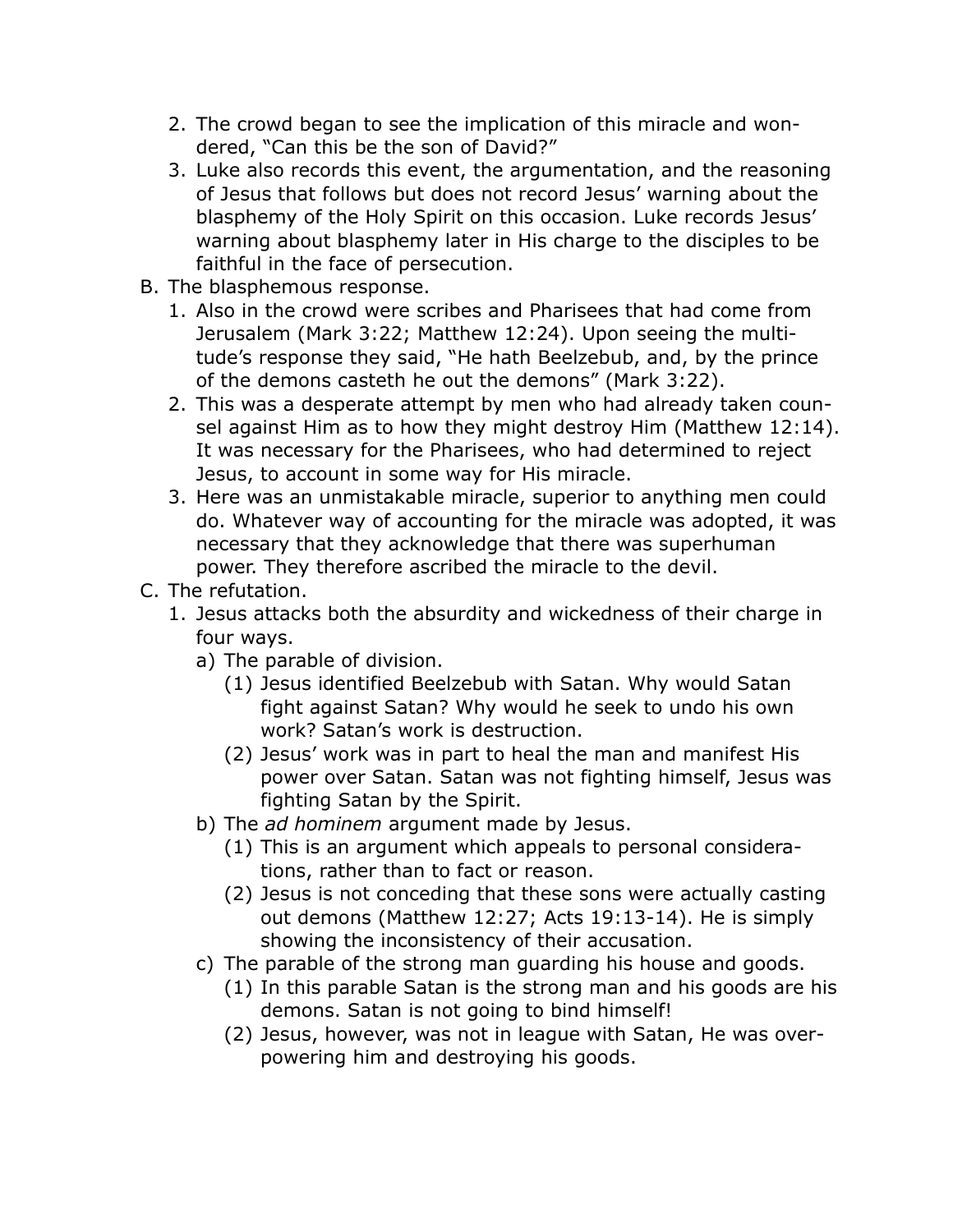2. The crowd began to see the implication of this miracle and wondered, "Can this be the son of David?"
3. Luke also records this event, the argumentation, and the reasoning of Jesus that follows but does not record Jesus' warning about the blasphemy of the Holy Spirit on this occasion. Luke records Jesus' warning about blasphemy later in His charge to the disciples to be faithful in the face of persecution.

B. The blasphemous response.
   1. Also in the crowd were scribes and Pharisees that had come from Jerusalem (Mark 3:22; Matthew 12:24). Upon seeing the multitude's response they said, "He hath Beelzebub, and, by the prince of the demons casteth he out the demons" (Mark 3:22).
   2. This was a desperate attempt by men who had already taken counsel against Him as to how they might destroy Him (Matthew 12:14). It was necessary for the Pharisees, who had determined to reject Jesus, to account in some way for His miracle.
   3. Here was an unmistakable miracle, superior to anything men could do. Whatever way of accounting for the miracle was adopted, it was necessary that they acknowledge that there was superhuman power. They therefore ascribed the miracle to the devil.

C. The refutation.
   1. Jesus attacks both the absurdity and wickedness of their charge in four ways.
      a) The parable of division.
         (1) Jesus identified Beelzebub with Satan. Why would Satan fight against Satan? Why would he seek to undo his own work? Satan's work is destruction.
         (2) Jesus' work was in part to heal the man and manifest His power over Satan. Satan was not fighting himself, Jesus was fighting Satan by the Spirit.
      b) The *ad hominem* argument made by Jesus.
         (1) This is an argument which appeals to personal considerations, rather than to fact or reason.
         (2) Jesus is not conceding that these sons were actually casting out demons (Matthew 12:27; Acts 19:13-14). He is simply showing the inconsistency of their accusation.
      c) The parable of the strong man guarding his house and goods.
         (1) In this parable Satan is the strong man and his goods are his demons. Satan is not going to bind himself!
         (2) Jesus, however, was not in league with Satan, He was overpowering him and destroying his goods.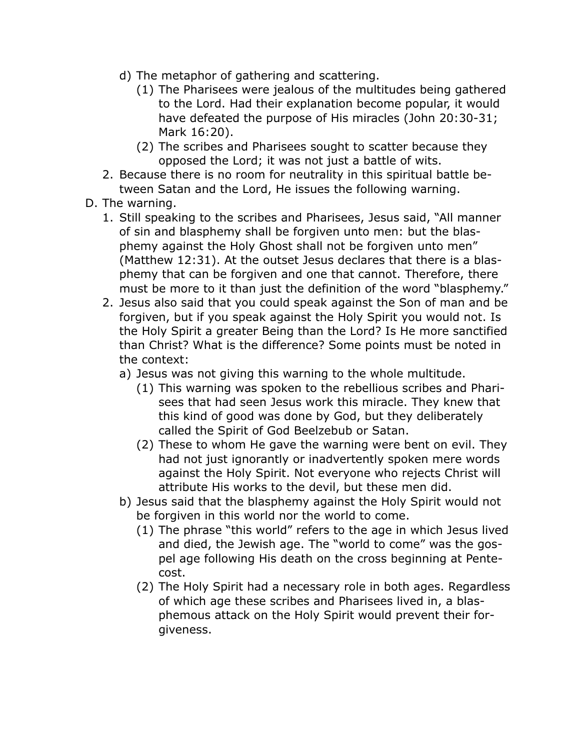d) The metaphor of gathering and scattering.
      (1) The Pharisees were jealous of the multitudes being gathered to the Lord. Had their explanation become popular, it would have defeated the purpose of His miracles (John 20:30-31; Mark 16:20).
      (2) The scribes and Pharisees sought to scatter because they opposed the Lord; it was not just a battle of wits.

2. Because there is no room for neutrality in this spiritual battle between Satan and the Lord, He issues the following warning.

D. The warning.

1. Still speaking to the scribes and Pharisees, Jesus said, "All manner of sin and blasphemy shall be forgiven unto men: but the blasphemy against the Holy Ghost shall not be forgiven unto men" (Matthew 12:31). At the outset Jesus declares that there is a blasphemy that can be forgiven and one that cannot. Therefore, there must be more to it than just the definition of the word "blasphemy."

2. Jesus also said that you could speak against the Son of man and be forgiven, but if you speak against the Holy Spirit you would not. Is the Holy Spirit a greater Being than the Lord? Is He more sanctified than Christ? What is the difference? Some points must be noted in the context:
   a) Jesus was not giving this warning to the whole multitude.
      (1) This warning was spoken to the rebellious scribes and Pharisees that had seen Jesus work this miracle. They knew that this kind of good was done by God, but they deliberately called the Spirit of God Beelzebub or Satan.
      (2) These to whom He gave the warning were bent on evil. They had not just ignorantly or inadvertently spoken mere words against the Holy Spirit. Not everyone who rejects Christ will attribute His works to the devil, but these men did.
   b) Jesus said that the blasphemy against the Holy Spirit would not be forgiven in this world nor the world to come.
      (1) The phrase "this world" refers to the age in which Jesus lived and died, the Jewish age. The "world to come" was the gospel age following His death on the cross beginning at Pentecost.
      (2) The Holy Spirit had a necessary role in both ages. Regardless of which age these scribes and Pharisees lived in, a blasphemous attack on the Holy Spirit would prevent their forgiveness.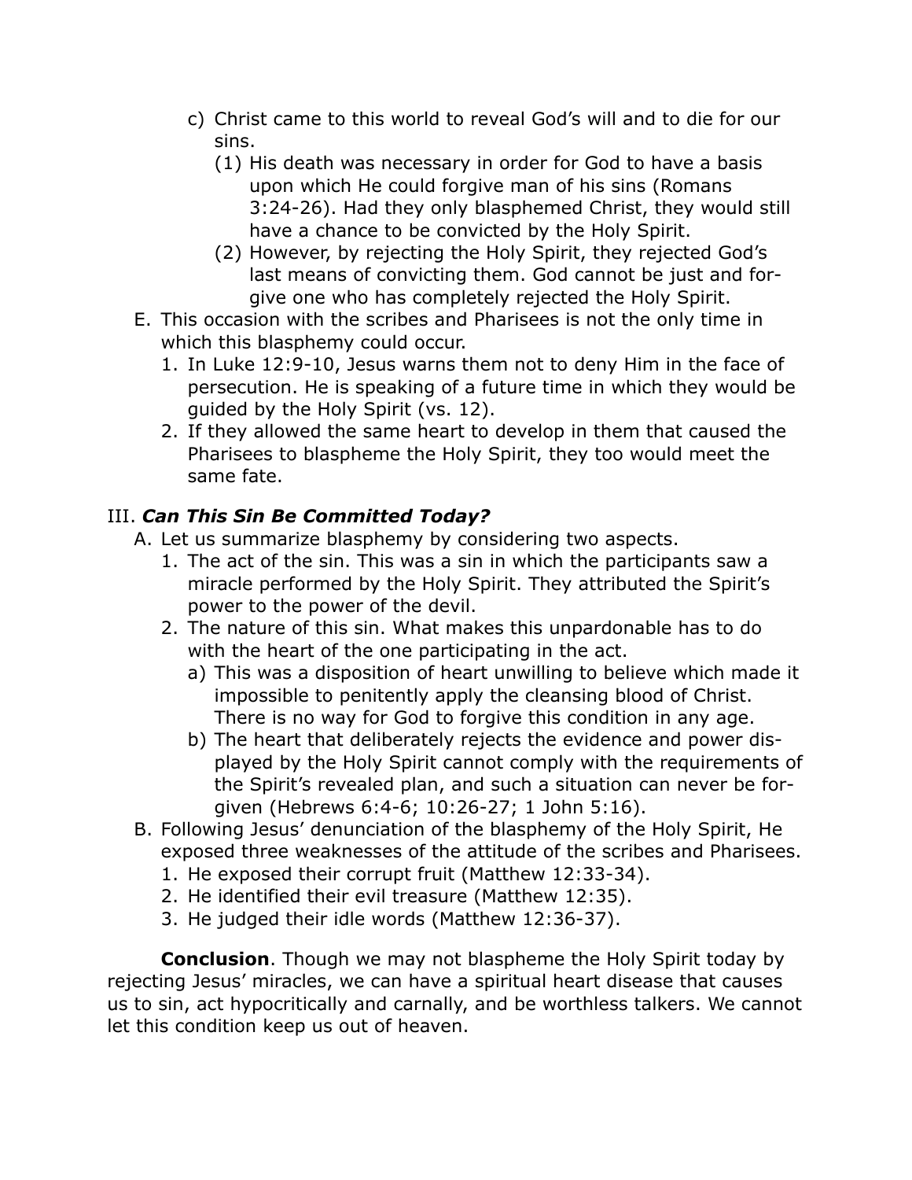c) Christ came to this world to reveal God's will and to die for our sins.
   (1) His death was necessary in order for God to have a basis upon which He could forgive man of his sins (Romans 3:24-26). Had they only blasphemed Christ, they would still have a chance to be convicted by the Holy Spirit.
   (2) However, by rejecting the Holy Spirit, they rejected God's last means of convicting them. God cannot be just and forgive one who has completely rejected the Holy Spirit.

E. This occasion with the scribes and Pharisees is not the only time in which this blasphemy could occur.
   1. In Luke 12:9-10, Jesus warns them not to deny Him in the face of persecution. He is speaking of a future time in which they would be guided by the Holy Spirit (vs. 12).
   2. If they allowed the same heart to develop in them that caused the Pharisees to blaspheme the Holy Spirit, they too would meet the same fate.

III. ***Can This Sin Be Committed Today?***

A. Let us summarize blasphemy by considering two aspects.
   1. The act of the sin. This was a sin in which the participants saw a miracle performed by the Holy Spirit. They attributed the Spirit's power to the power of the devil.
   2. The nature of this sin. What makes this unpardonable has to do with the heart of the one participating in the act.
      a) This was a disposition of heart unwilling to believe which made it impossible to penitently apply the cleansing blood of Christ. There is no way for God to forgive this condition in any age.
      b) The heart that deliberately rejects the evidence and power displayed by the Holy Spirit cannot comply with the requirements of the Spirit's revealed plan, and such a situation can never be forgiven (Hebrews 6:4-6; 10:26-27; 1 John 5:16).

B. Following Jesus' denunciation of the blasphemy of the Holy Spirit, He exposed three weaknesses of the attitude of the scribes and Pharisees.
   1. He exposed their corrupt fruit (Matthew 12:33-34).
   2. He identified their evil treasure (Matthew 12:35).
   3. He judged their idle words (Matthew 12:36-37).

**Conclusion**. Though we may not blaspheme the Holy Spirit today by rejecting Jesus' miracles, we can have a spiritual heart disease that causes us to sin, act hypocritically and carnally, and be worthless talkers. We cannot let this condition keep us out of heaven.